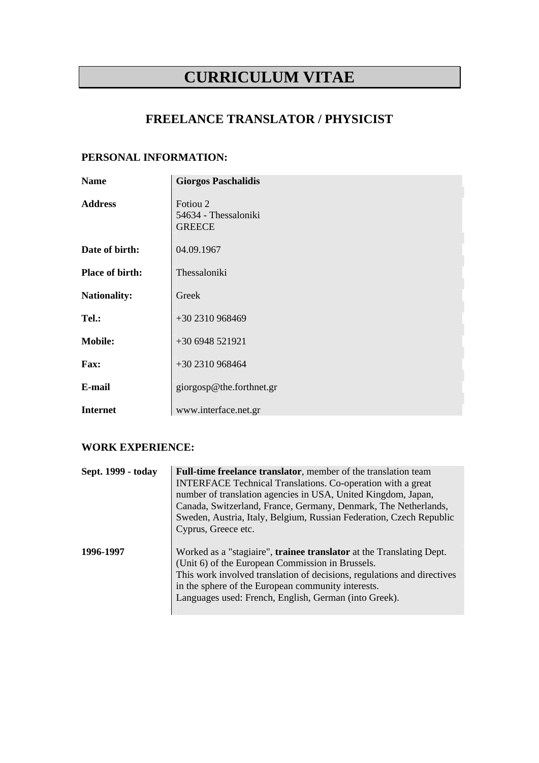# CURRICULUM VITAE

## FREELANCE TRANSLATOR / PHYSICIST

### PERSONAL INFORMATION:

| | |
|---|---|
| **Name** | **Giorgos Paschalidis** |
| **Address** | Fotiou 2<br>54634 - Thessaloniki<br>GREECE |
| **Date of birth:** | 04.09.1967 |
| **Place of birth:** | Thessaloniki |
| **Nationality:** | Greek |
| **Tel.:** | +30 2310 968469 |
| **Mobile:** | +30 6948 521921 |
| **Fax:** | +30 2310 968464 |
| **E-mail** | giorgosp@the.forthnet.gr |
| **Internet** | www.interface.net.gr |

### WORK EXPERIENCE:

| | |
|---|---|
| **Sept. 1999 - today** | **Full-time freelance translator**, member of the translation team INTERFACE Technical Translations. Co-operation with a great number of translation agencies in USA, United Kingdom, Japan, Canada, Switzerland, France, Germany, Denmark, The Netherlands, Sweden, Austria, Italy, Belgium, Russian Federation, Czech Republic Cyprus, Greece etc. |
| **1996-1997** | Worked as a "stagiaire", **trainee translator** at the Translating Dept. (Unit 6) of the European Commission in Brussels.<br>This work involved translation of decisions, regulations and directives in the sphere of the European community interests.<br>Languages used: French, English, German (into Greek). |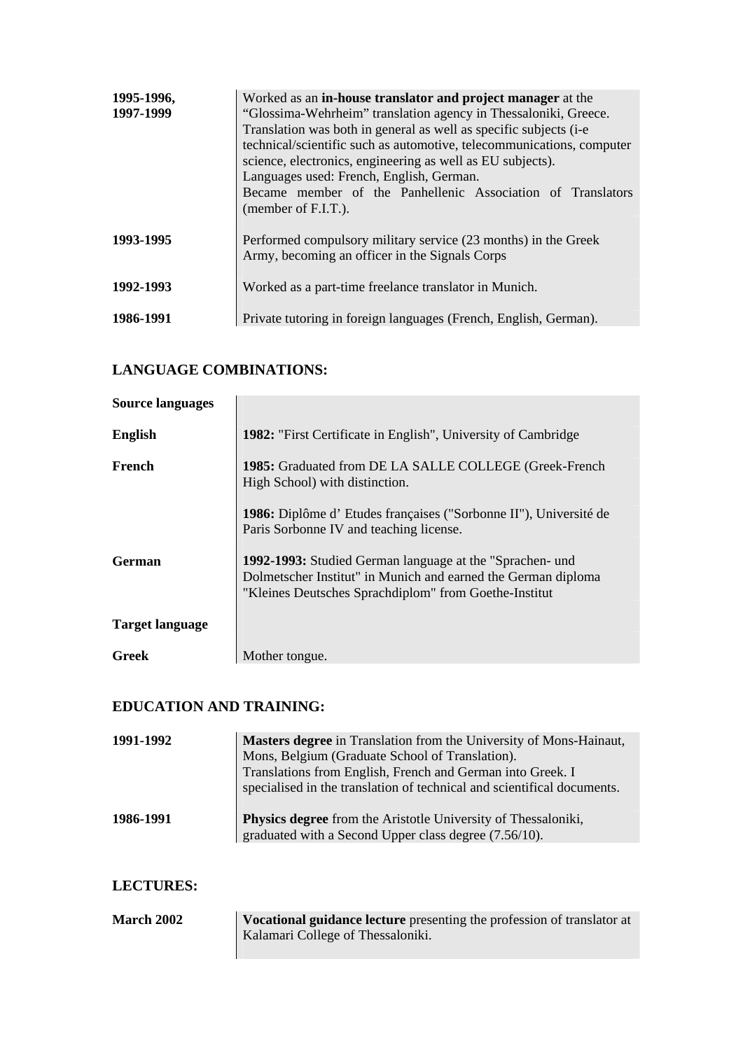| | |
|---|---|
| **1995-1996, 1997-1999** | Worked as an **in-house translator and project manager** at the "Glossima-Wehrheim" translation agency in Thessaloniki, Greece. Translation was both in general as well as specific subjects (i-e technical/scientific such as automotive, telecommunications, computer science, electronics, engineering as well as EU subjects).<br>Languages used: French, English, German.<br>Became member of the Panhellenic Association of Translators (member of F.I.T.). |
| **1993-1995** | Performed compulsory military service (23 months) in the Greek Army, becoming an officer in the Signals Corps |
| **1992-1993** | Worked as a part-time freelance translator in Munich. |
| **1986-1991** | Private tutoring in foreign languages (French, English, German). |

## LANGUAGE COMBINATIONS:

| | |
|---|---|
| **Source languages** | |
| **English** | **1982:** "First Certificate in English", University of Cambridge |
| **French** | **1985:** Graduated from DE LA SALLE COLLEGE (Greek-French High School) with distinction. |
| | **1986:** Diplôme d' Etudes françaises ("Sorbonne II"), Université de Paris Sorbonne IV and teaching license. |
| **German** | **1992-1993:** Studied German language at the "Sprachen- und Dolmetscher Institut" in Munich and earned the German diploma "Kleines Deutsches Sprachdiplom" from Goethe-Institut |
| **Target language** | |
| **Greek** | Mother tongue. |

## EDUCATION AND TRAINING:

| | |
|---|---|
| **1991-1992** | **Masters degree** in Translation from the University of Mons-Hainaut, Mons, Belgium (Graduate School of Translation).<br>Translations from English, French and German into Greek. I specialised in the translation of technical and scientifical documents. |
| **1986-1991** | **Physics degree** from the Aristotle University of Thessaloniki, graduated with a Second Upper class degree (7.56/10). |

## LECTURES:

| | |
|---|---|
| **March 2002** | **Vocational guidance lecture** presenting the profession of translator at Kalamari College of Thessaloniki. |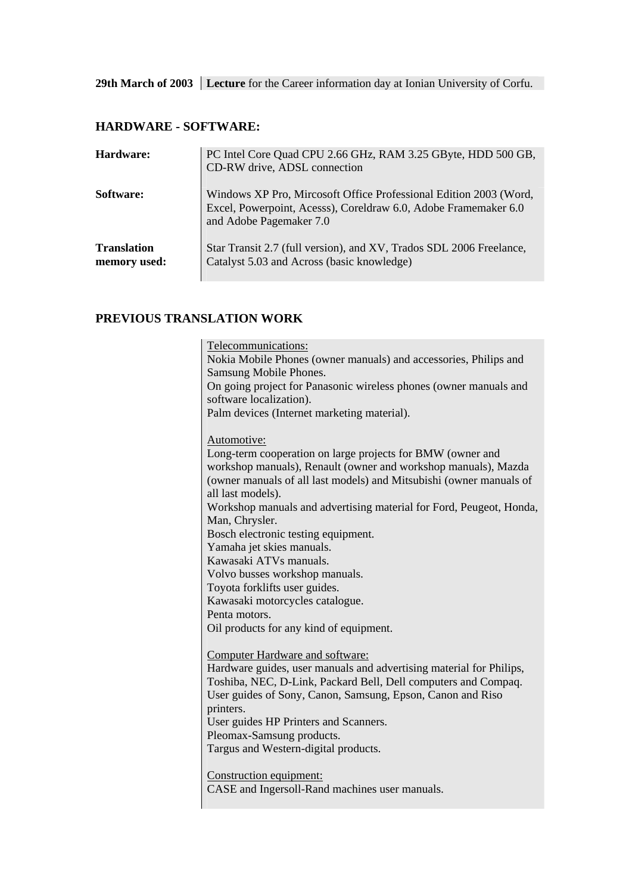| | |
|---|---|
| **29th March of 2003** | **Lecture** for the Career information day at Ionian University of Corfu. |

## HARDWARE - SOFTWARE:

| | |
|---|---|
| **Hardware:** | PC Intel Core Quad CPU 2.66 GHz, RAM 3.25 GByte, HDD 500 GB, CD-RW drive, ADSL connection |
| **Software:** | Windows XP Pro, Mircosoft Office Professional Edition 2003 (Word, Excel, Powerpoint, Acesss), Coreldraw 6.0, Adobe Framemaker 6.0 and Adobe Pagemaker 7.0 |
| **Translation memory used:** | Star Transit 2.7 (full version), and XV, Trados SDL 2006 Freelance, Catalyst 5.03 and Across (basic knowledge) |

## PREVIOUS TRANSLATION WORK

Telecommunications:
Nokia Mobile Phones (owner manuals) and accessories, Philips and Samsung Mobile Phones.
On going project for Panasonic wireless phones (owner manuals and software localization).
Palm devices (Internet marketing material).

Automotive:
Long-term cooperation on large projects for BMW (owner and workshop manuals), Renault (owner and workshop manuals), Mazda (owner manuals of all last models) and Mitsubishi (owner manuals of all last models).
Workshop manuals and advertising material for Ford, Peugeot, Honda, Man, Chrysler.
Bosch electronic testing equipment.
Yamaha jet skies manuals.
Kawasaki ATVs manuals.
Volvo busses workshop manuals.
Toyota forklifts user guides.
Kawasaki motorcycles catalogue.
Penta motors.
Oil products for any kind of equipment.

Computer Hardware and software:
Hardware guides, user manuals and advertising material for Philips, Toshiba, NEC, D-Link, Packard Bell, Dell computers and Compaq.
User guides of Sony, Canon, Samsung, Epson, Canon and Riso printers.
User guides HP Printers and Scanners.
Pleomax-Samsung products.
Targus and Western-digital products.

Construction equipment:
CASE and Ingersoll-Rand machines user manuals.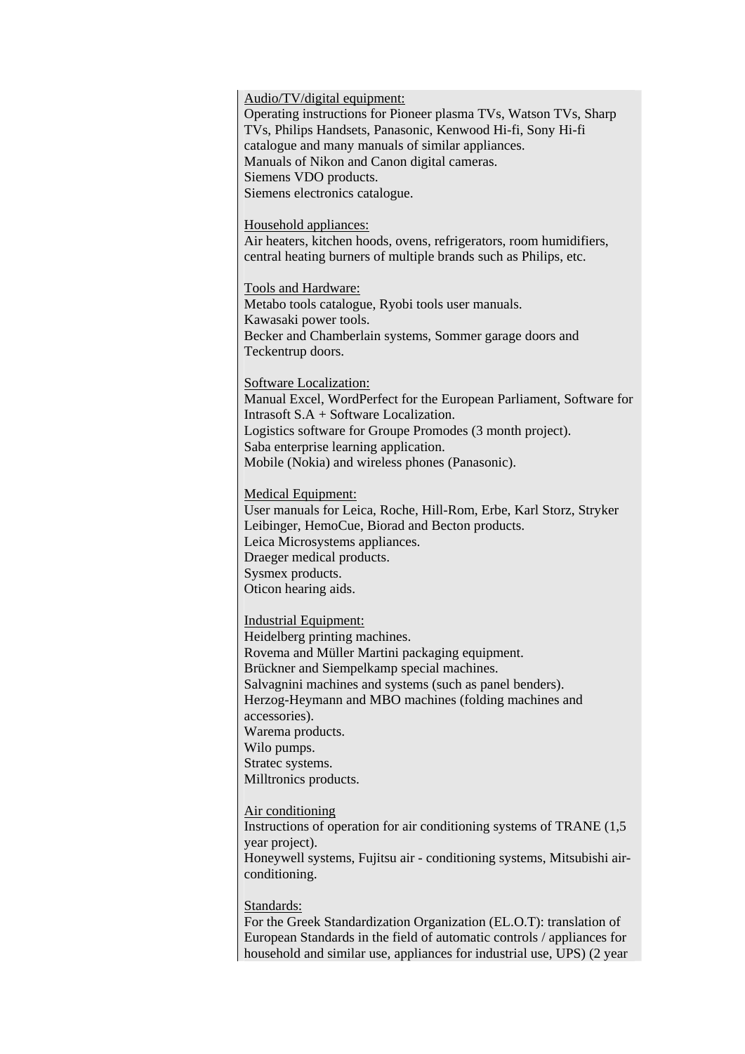<u>Audio/TV/digital equipment:</u>
Operating instructions for Pioneer plasma TVs, Watson TVs, Sharp TVs, Philips Handsets, Panasonic, Kenwood Hi-fi, Sony Hi-fi catalogue and many manuals of similar appliances.
Manuals of Nikon and Canon digital cameras.
Siemens VDO products.
Siemens electronics catalogue.

<u>Household appliances:</u>
Air heaters, kitchen hoods, ovens, refrigerators, room humidifiers, central heating burners of multiple brands such as Philips, etc.

<u>Tools and Hardware:</u>
Metabo tools catalogue, Ryobi tools user manuals.
Kawasaki power tools.
Becker and Chamberlain systems, Sommer garage doors and Teckentrup doors.

<u>Software Localization:</u>
Manual Excel, WordPerfect for the European Parliament, Software for Intrasoft S.A + Software Localization.
Logistics software for Groupe Promodes (3 month project).
Saba enterprise learning application.
Mobile (Nokia) and wireless phones (Panasonic).

<u>Medical Equipment:</u>
User manuals for Leica, Roche, Hill-Rom, Erbe, Karl Storz, Stryker Leibinger, HemoCue, Biorad and Becton products.
Leica Microsystems appliances.
Draeger medical products.
Sysmex products.
Oticon hearing aids.

<u>Industrial Equipment:</u>
Heidelberg printing machines.
Rovema and Müller Martini packaging equipment.
Brückner and Siempelkamp special machines.
Salvagnini machines and systems (such as panel benders).
Herzog-Heymann and MBO machines (folding machines and accessories).
Warema products.
Wilo pumps.
Stratec systems.
Milltronics products.

<u>Air conditioning</u>
Instructions of operation for air conditioning systems of TRANE (1,5 year project).
Honeywell systems, Fujitsu air - conditioning systems, Mitsubishi air-conditioning.

<u>Standards:</u>
For the Greek Standardization Organization (EL.O.T): translation of European Standards in the field of automatic controls / appliances for household and similar use, appliances for industrial use, UPS) (2 year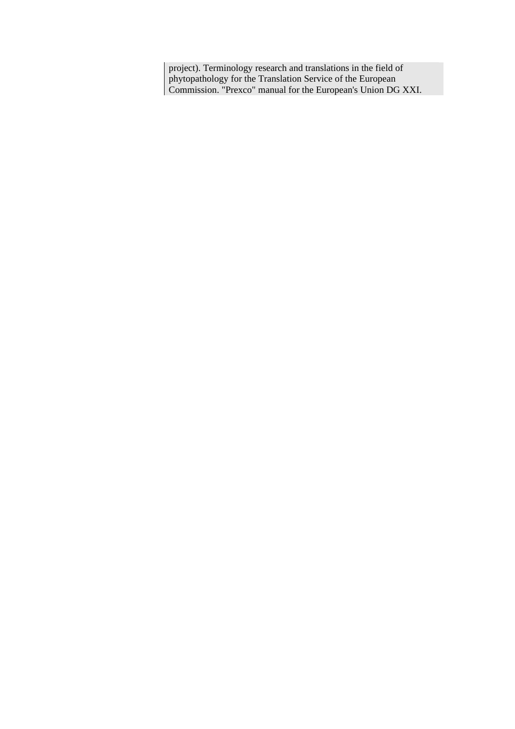project). Terminology research and translations in the field of phytopathology for the Translation Service of the European Commission. "Prexco" manual for the European's Union DG XXI.